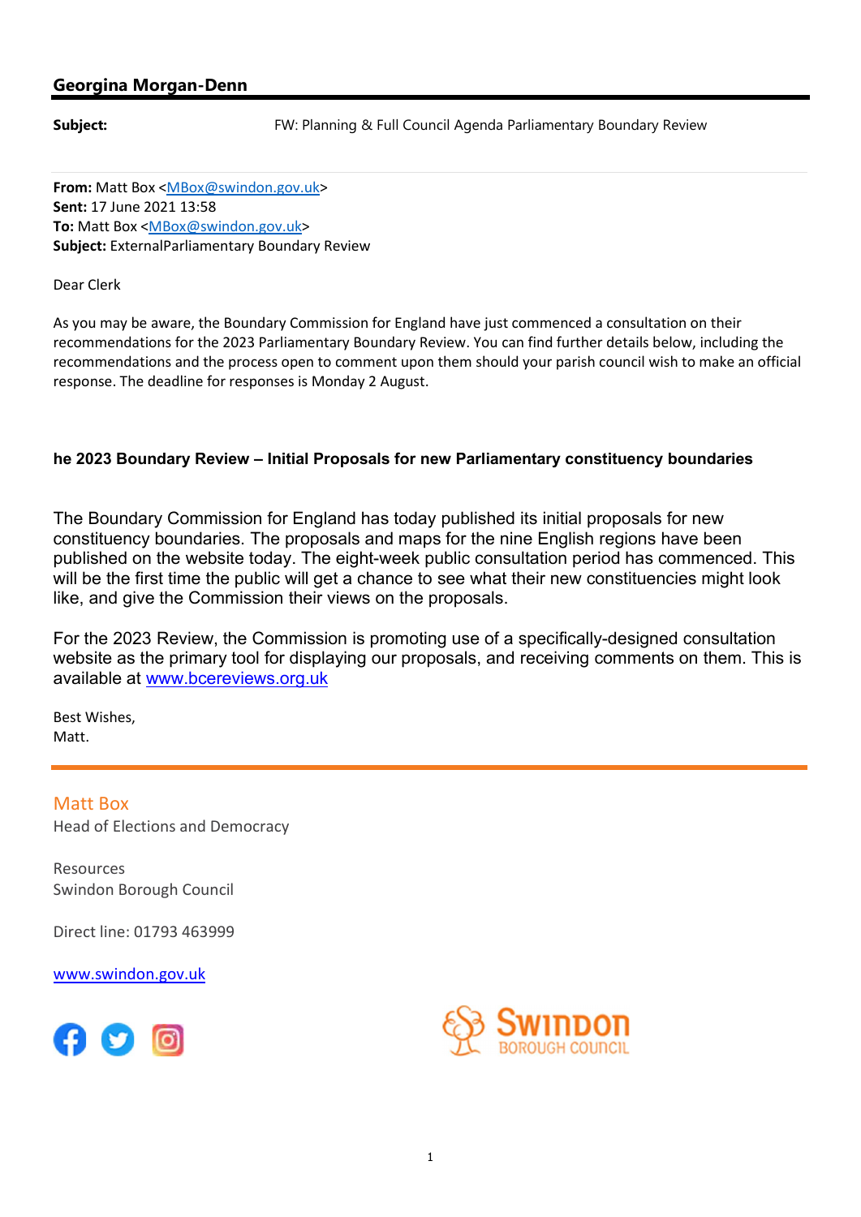**Georgina Morgan-Denn**

---

**Subject:** FW: Planning & Full Council Agenda Parliamentary Boundary Review

---

**From:** Matt Box <MBox@swindon.gov.uk>
**Sent:** 17 June 2021 13:58
**To:** Matt Box <MBox@swindon.gov.uk>
**Subject:** ExternalParliamentary Boundary Review

Dear Clerk

As you may be aware, the Boundary Commission for England have just commenced a consultation on their recommendations for the 2023 Parliamentary Boundary Review. You can find further details below, including the recommendations and the process open to comment upon them should your parish council wish to make an official response. The deadline for responses is Monday 2 August.

**he 2023 Boundary Review – Initial Proposals for new Parliamentary constituency boundaries**

The Boundary Commission for England has today published its initial proposals for new constituency boundaries. The proposals and maps for the nine English regions have been published on the website today. The eight-week public consultation period has commenced. This will be the first time the public will get a chance to see what their new constituencies might look like, and give the Commission their views on the proposals.

For the 2023 Review, the Commission is promoting use of a specifically-designed consultation website as the primary tool for displaying our proposals, and receiving comments on them. This is available at www.bcereviews.org.uk

Best Wishes,
Matt.

---

Matt Box
Head of Elections and Democracy

Resources
Swindon Borough Council

Direct line: 01793 463999

www.swindon.gov.uk

Swindon Borough Council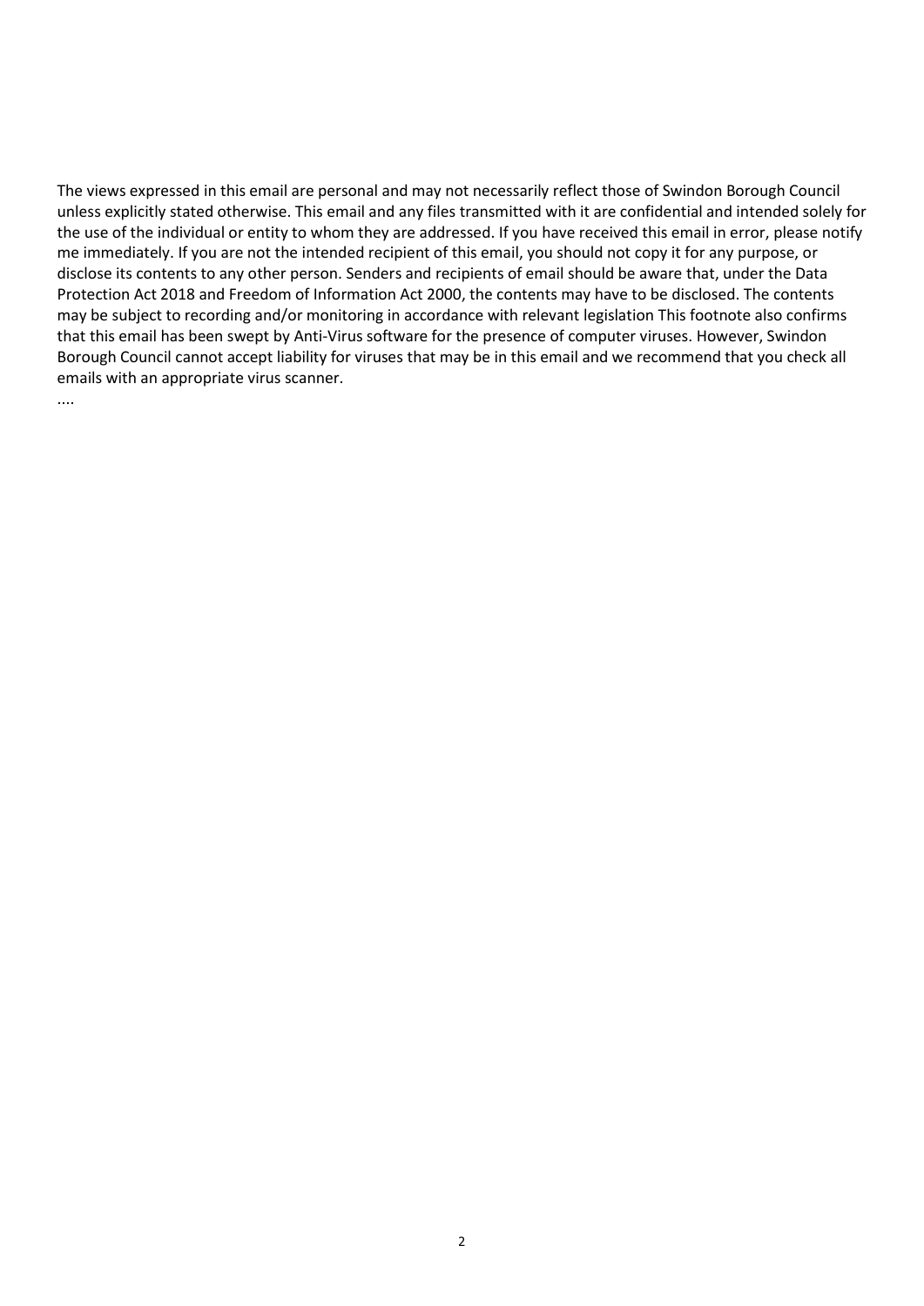The views expressed in this email are personal and may not necessarily reflect those of Swindon Borough Council unless explicitly stated otherwise. This email and any files transmitted with it are confidential and intended solely for the use of the individual or entity to whom they are addressed. If you have received this email in error, please notify me immediately. If you are not the intended recipient of this email, you should not copy it for any purpose, or disclose its contents to any other person. Senders and recipients of email should be aware that, under the Data Protection Act 2018 and Freedom of Information Act 2000, the contents may have to be disclosed. The contents may be subject to recording and/or monitoring in accordance with relevant legislation This footnote also confirms that this email has been swept by Anti-Virus software for the presence of computer viruses. However, Swindon Borough Council cannot accept liability for viruses that may be in this email and we recommend that you check all emails with an appropriate virus scanner.

....